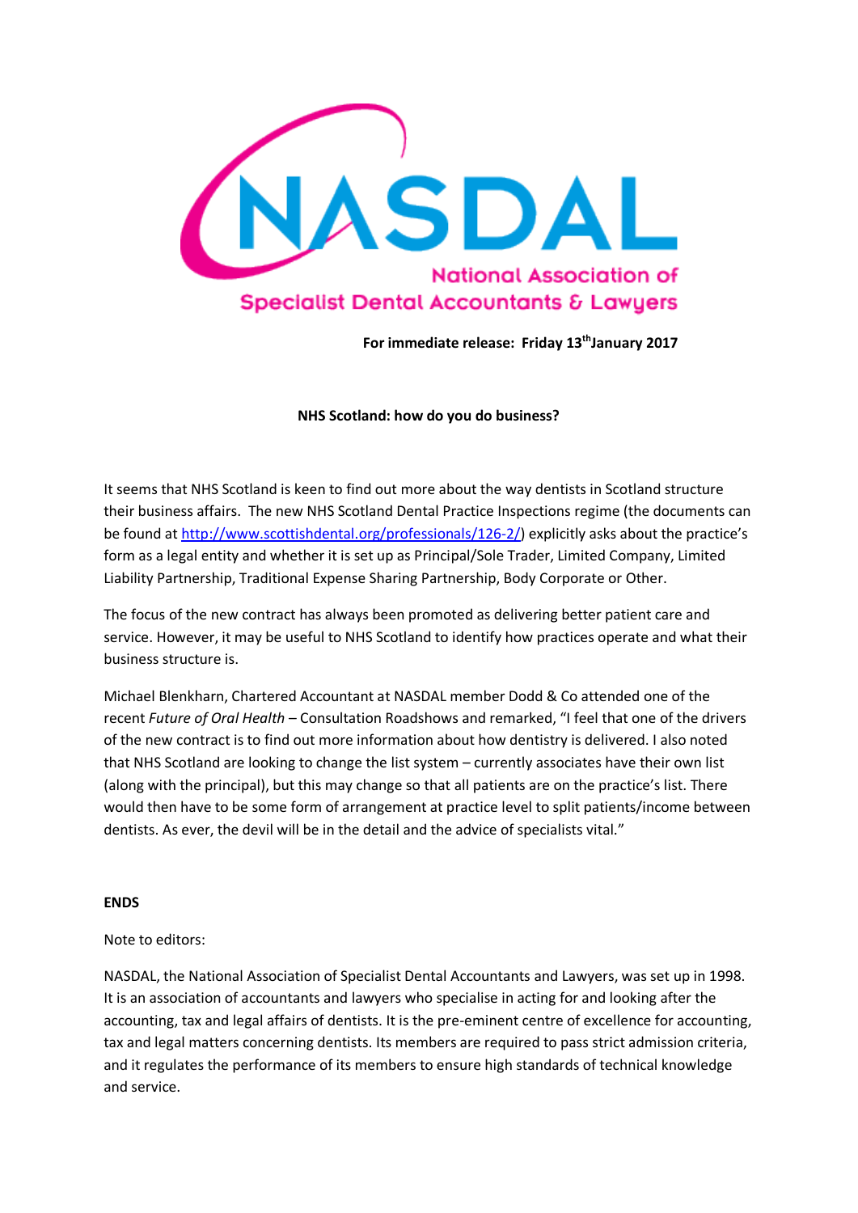NASDAL

National Association of Specialist Dental Accountants & Lawyers

**For immediate release: Friday 13th January 2017**

**NHS Scotland: how do you do business?**

It seems that NHS Scotland is keen to find out more about the way dentists in Scotland structure their business affairs. The new NHS Scotland Dental Practice Inspections regime (the documents can be found at http://www.scottishdental.org/professionals/126-2/) explicitly asks about the practice's form as a legal entity and whether it is set up as Principal/Sole Trader, Limited Company, Limited Liability Partnership, Traditional Expense Sharing Partnership, Body Corporate or Other.

The focus of the new contract has always been promoted as delivering better patient care and service. However, it may be useful to NHS Scotland to identify how practices operate and what their business structure is.

Michael Blenkharn, Chartered Accountant at NASDAL member Dodd & Co attended one of the recent *Future of Oral Health* – Consultation Roadshows and remarked, "I feel that one of the drivers of the new contract is to find out more information about how dentistry is delivered. I also noted that NHS Scotland are looking to change the list system – currently associates have their own list (along with the principal), but this may change so that all patients are on the practice's list. There would then have to be some form of arrangement at practice level to split patients/income between dentists. As ever, the devil will be in the detail and the advice of specialists vital."

**ENDS**

Note to editors:

NASDAL, the National Association of Specialist Dental Accountants and Lawyers, was set up in 1998. It is an association of accountants and lawyers who specialise in acting for and looking after the accounting, tax and legal affairs of dentists. It is the pre-eminent centre of excellence for accounting, tax and legal matters concerning dentists. Its members are required to pass strict admission criteria, and it regulates the performance of its members to ensure high standards of technical knowledge and service.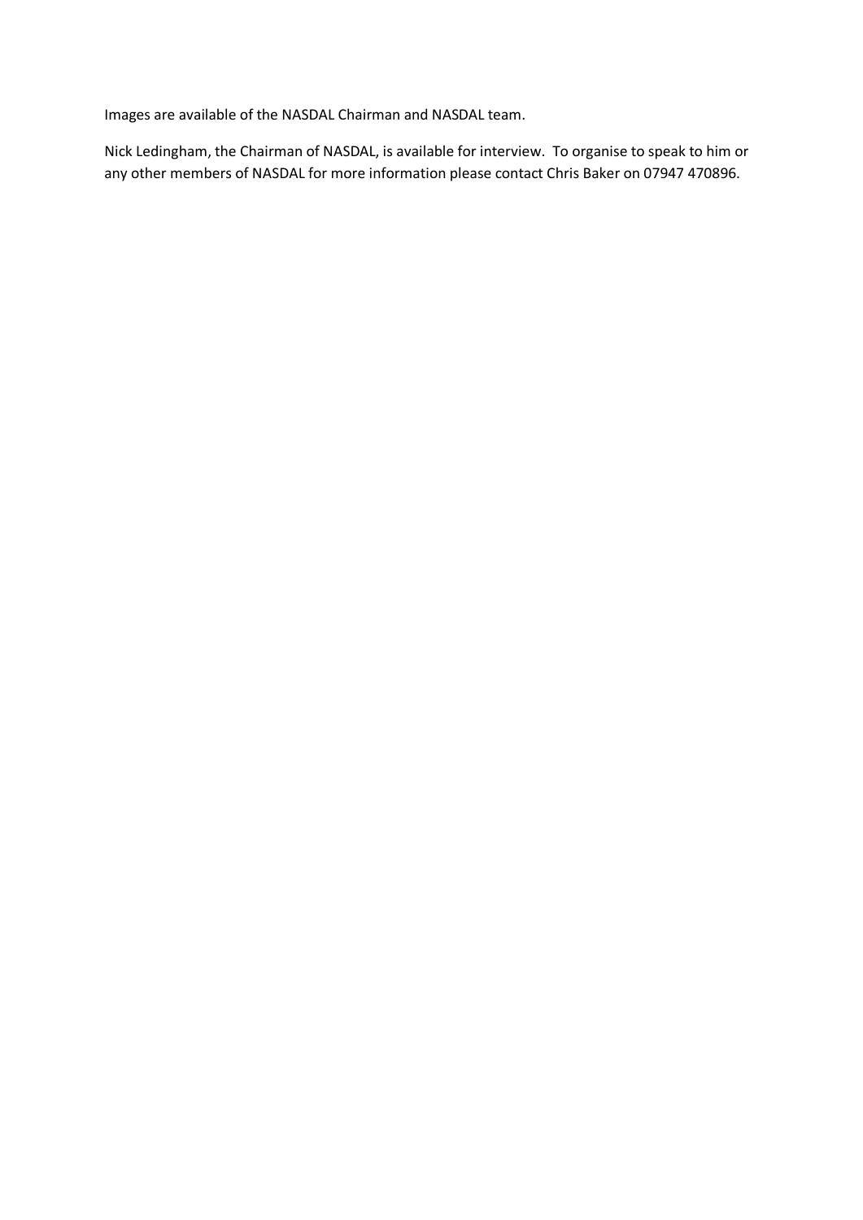Images are available of the NASDAL Chairman and NASDAL team.

Nick Ledingham, the Chairman of NASDAL, is available for interview. To organise to speak to him or any other members of NASDAL for more information please contact Chris Baker on 07947 470896.